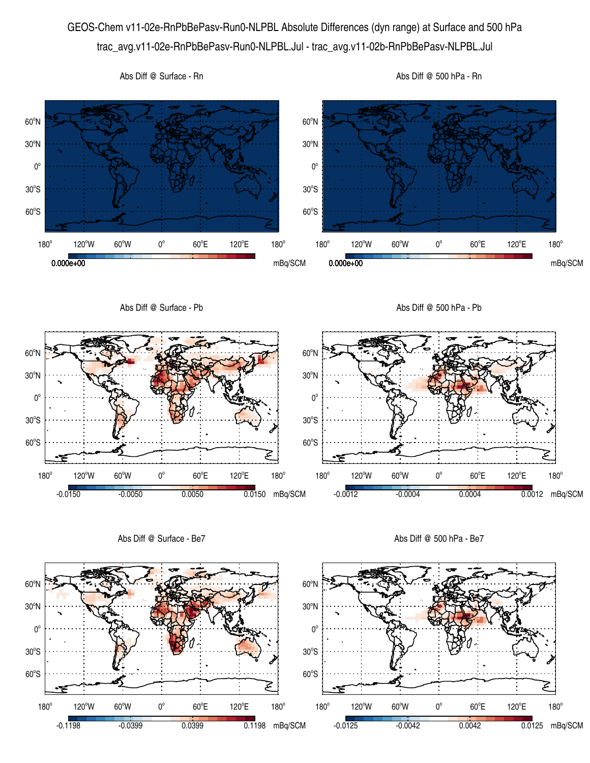# GEOS-Chem v11-02e-RnPbBePasv-Run0-NLPBL Absolute Differences (dyn range) at Surface and 500 hPa

trac_avg.v11-02e-RnPbBePasv-Run0-NLPBL.Jul - trac_avg.v11-02b-RnPbBePasv-NLPBL.Jul

Abs Diff @ Surface - Rn

0.000e+00 mBq/SCM

Abs Diff @ 500 hPa - Rn

0.000e+00 mBq/SCM

Abs Diff @ Surface - Pb

-0.0150 -0.0050 0.0050 0.0150 mBq/SCM

Abs Diff @ 500 hPa - Pb

-0.0012 -0.0004 0.0004 0.0012 mBq/SCM

Abs Diff @ Surface - Be7

-0.1198 -0.0399 0.0399 0.1198 mBq/SCM

Abs Diff @ 500 hPa - Be7

-0.0125 -0.0042 0.0042 0.0125 mBq/SCM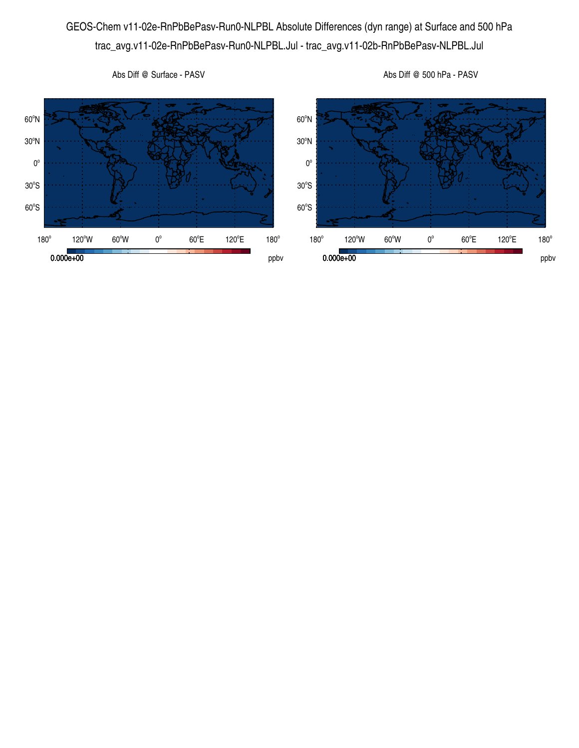GEOS-Chem v11-02e-RnPbBePasv-Run0-NLPBL Absolute Differences (dyn range) at Surface and 500 hPa

trac_avg.v11-02e-RnPbBePasv-Run0-NLPBL.Jul - trac_avg.v11-02b-RnPbBePasv-NLPBL.Jul

Abs Diff @ Surface - PASV

60°N
30°N
0°
30°S
60°S

180°
120°W
60°W
0°
60°E
120°E
180°

0.000e+00

ppbv

Abs Diff @ 500 hPa - PASV

60°N
30°N
0°
30°S
60°S

180°
120°W
60°W
0°
60°E
120°E
180°

0.000e+00

ppbv